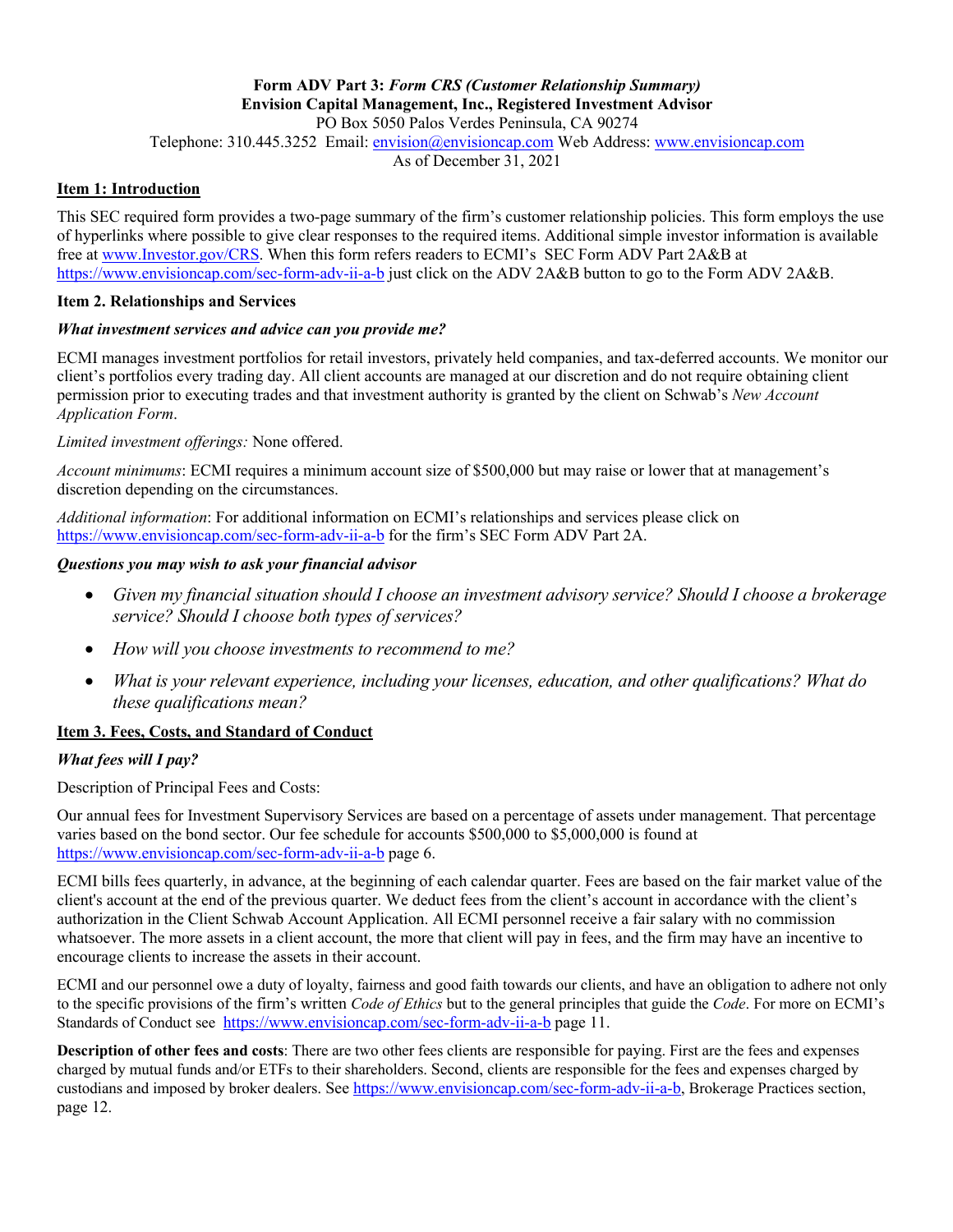**Form ADV Part 3:** ***Form CRS (Customer Relationship Summary)***
**Envision Capital Management, Inc., Registered Investment Advisor**
PO Box 5050 Palos Verdes Peninsula, CA 90274
Telephone: 310.445.3252 Email: envision@envisioncap.com Web Address: www.envisioncap.com
As of December 31, 2021

## Item 1: Introduction

This SEC required form provides a two-page summary of the firm's customer relationship policies. This form employs the use of hyperlinks where possible to give clear responses to the required items. Additional simple investor information is available free at www.Investor.gov/CRS. When this form refers readers to ECMI's SEC Form ADV Part 2A&B at https://www.envisioncap.com/sec-form-adv-ii-a-b just click on the ADV 2A&B button to go to the Form ADV 2A&B.

## Item 2. Relationships and Services

***What investment services and advice can you provide me?***

ECMI manages investment portfolios for retail investors, privately held companies, and tax-deferred accounts. We monitor our client's portfolios every trading day. All client accounts are managed at our discretion and do not require obtaining client permission prior to executing trades and that investment authority is granted by the client on Schwab's *New Account Application Form*.

*Limited investment offerings:* None offered.

*Account minimums*: ECMI requires a minimum account size of $500,000 but may raise or lower that at management's discretion depending on the circumstances.

*Additional information*: For additional information on ECMI's relationships and services please click on https://www.envisioncap.com/sec-form-adv-ii-a-b for the firm's SEC Form ADV Part 2A.

***Questions you may wish to ask your financial advisor***

- *Given my financial situation should I choose an investment advisory service? Should I choose a brokerage service? Should I choose both types of services?*
- *How will you choose investments to recommend to me?*
- *What is your relevant experience, including your licenses, education, and other qualifications? What do these qualifications mean?*

## Item 3. Fees, Costs, and Standard of Conduct

***What fees will I pay?***

Description of Principal Fees and Costs:

Our annual fees for Investment Supervisory Services are based on a percentage of assets under management. That percentage varies based on the bond sector. Our fee schedule for accounts $500,000 to $5,000,000 is found at https://www.envisioncap.com/sec-form-adv-ii-a-b page 6.

ECMI bills fees quarterly, in advance, at the beginning of each calendar quarter. Fees are based on the fair market value of the client's account at the end of the previous quarter. We deduct fees from the client's account in accordance with the client's authorization in the Client Schwab Account Application. All ECMI personnel receive a fair salary with no commission whatsoever. The more assets in a client account, the more that client will pay in fees, and the firm may have an incentive to encourage clients to increase the assets in their account.

ECMI and our personnel owe a duty of loyalty, fairness and good faith towards our clients, and have an obligation to adhere not only to the specific provisions of the firm's written *Code of Ethics* but to the general principles that guide the *Code*. For more on ECMI's Standards of Conduct see https://www.envisioncap.com/sec-form-adv-ii-a-b page 11.

**Description of other fees and costs**: There are two other fees clients are responsible for paying. First are the fees and expenses charged by mutual funds and/or ETFs to their shareholders. Second, clients are responsible for the fees and expenses charged by custodians and imposed by broker dealers. See https://www.envisioncap.com/sec-form-adv-ii-a-b, Brokerage Practices section, page 12.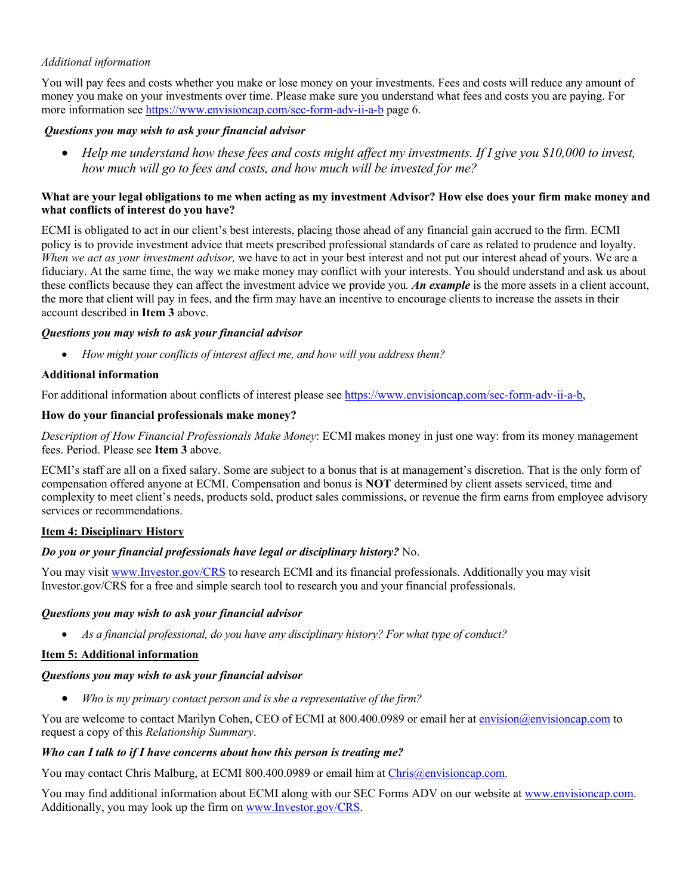*Additional information*

You will pay fees and costs whether you make or lose money on your investments. Fees and costs will reduce any amount of money you make on your investments over time. Please make sure you understand what fees and costs you are paying. For more information see https://www.envisioncap.com/sec-form-adv-ii-a-b page 6.

***Questions you may wish to ask your financial advisor***

- *Help me understand how these fees and costs might affect my investments. If I give you $10,000 to invest, how much will go to fees and costs, and how much will be invested for me?*

**What are your legal obligations to me when acting as my investment Advisor? How else does your firm make money and what conflicts of interest do you have?**

ECMI is obligated to act in our client's best interests, placing those ahead of any financial gain accrued to the firm. ECMI policy is to provide investment advice that meets prescribed professional standards of care as related to prudence and loyalty. *When we act as your investment advisor,* we have to act in your best interest and not put our interest ahead of yours. We are a fiduciary. At the same time, the way we make money may conflict with your interests. You should understand and ask us about these conflicts because they can affect the investment advice we provide you*. **An example*** is the more assets in a client account, the more that client will pay in fees, and the firm may have an incentive to encourage clients to increase the assets in their account described in **Item 3** above.

***Questions you may wish to ask your financial advisor***

- *How might your conflicts of interest affect me, and how will you address them?*

**Additional information**

For additional information about conflicts of interest please see https://www.envisioncap.com/sec-form-adv-ii-a-b,

**How do your financial professionals make money?**

*Description of How Financial Professionals Make Money*: ECMI makes money in just one way: from its money management fees. Period. Please see **Item 3** above.

ECMI's staff are all on a fixed salary. Some are subject to a bonus that is at management's discretion. That is the only form of compensation offered anyone at ECMI. Compensation and bonus is **NOT** determined by client assets serviced, time and complexity to meet client's needs, products sold, product sales commissions, or revenue the firm earns from employee advisory services or recommendations.

## Item 4: Disciplinary History

***Do you or your financial professionals have legal or disciplinary history?*** No.

You may visit www.Investor.gov/CRS to research ECMI and its financial professionals. Additionally you may visit Investor.gov/CRS for a free and simple search tool to research you and your financial professionals.

***Questions you may wish to ask your financial advisor***

- *As a financial professional, do you have any disciplinary history? For what type of conduct?*

## Item 5: Additional information

***Questions you may wish to ask your financial advisor***

- *Who is my primary contact person and is she a representative of the firm?*

You are welcome to contact Marilyn Cohen, CEO of ECMI at 800.400.0989 or email her at envision@envisioncap.com to request a copy of this *Relationship Summary*.

***Who can I talk to if I have concerns about how this person is treating me?***

You may contact Chris Malburg, at ECMI 800.400.0989 or email him at Chris@envisioncap.com.

You may find additional information about ECMI along with our SEC Forms ADV on our website at www.envisioncap.com. Additionally, you may look up the firm on www.Investor.gov/CRS.